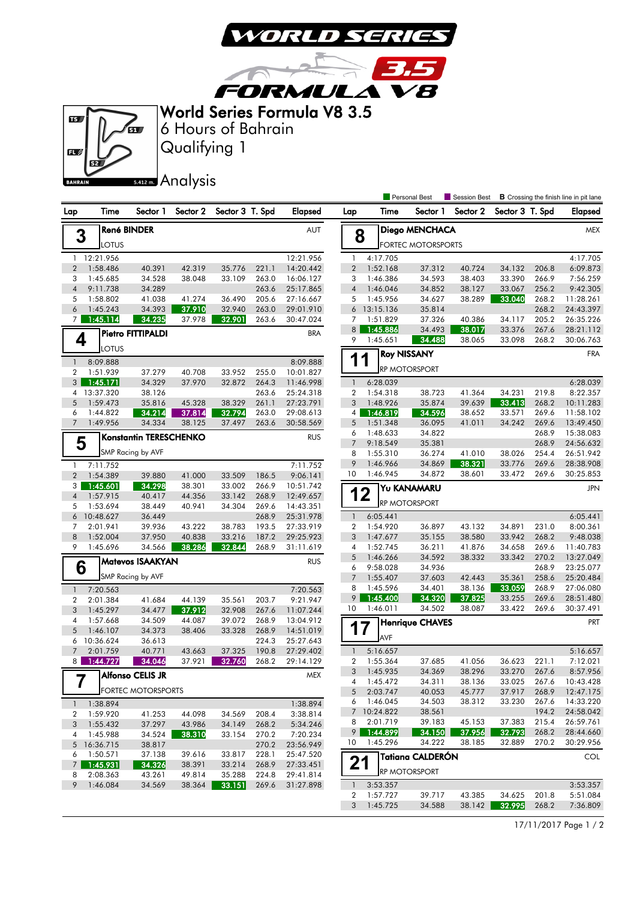# World Series Formula V8 3.5

## 6 Hours of Bahrain

## Qualifying 1

## Analysis

BAHRAIN 5.412 m.

Personal Best | Session Best | **B** Crossing the finish line in pit lane

### 3 René BINDER — AUT — LOTUS

| Lap | Time | Sector 1 | Sector 2 | Sector 3 | T. Spd | Elapsed |
|---|---|---|---|---|---|---|
| 1 | 12:21.956 | | | | | 12:21.956 |
| 2 | 1:58.486 | 40.391 | 42.319 | 35.776 | 221.1 | 14:20.442 |
| 3 | 1:45.685 | 34.528 | 38.048 | 33.109 | 263.0 | 16:06.127 |
| 4 | 9:11.738 | 34.289 | | | 263.6 | 25:17.865 |
| 5 | 1:58.802 | 41.038 | 41.274 | 36.490 | 205.6 | 27:16.667 |
| 6 | 1:45.243 | 34.393 | 37.910 | 32.940 | 263.0 | 29:01.910 |
| 7 | 1:45.114 | 34.235 | 37.978 | 32.901 | 263.6 | 30:47.024 |

### 4 Pietro FITTIPALDI — BRA — LOTUS

| Lap | Time | Sector 1 | Sector 2 | Sector 3 | T. Spd | Elapsed |
|---|---|---|---|---|---|---|
| 1 | 8:09.888 | | | | | 8:09.888 |
| 2 | 1:51.939 | 37.279 | 40.708 | 33.952 | 255.0 | 10:01.827 |
| 3 | 1:45.171 | 34.329 | 37.970 | 32.872 | 264.3 | 11:46.998 |
| 4 | 13:37.320 | 38.126 | | | 263.6 | 25:24.318 |
| 5 | 1:59.473 | 35.816 | 45.328 | 38.329 | 261.1 | 27:23.791 |
| 6 | 1:44.822 | 34.214 | 37.814 | 32.794 | 263.0 | 29:08.613 |
| 7 | 1:49.956 | 34.334 | 38.125 | 37.497 | 263.6 | 30:58.569 |

### 5 Konstantin TERESCHENKO — RUS — SMP Racing by AVF

| Lap | Time | Sector 1 | Sector 2 | Sector 3 | T. Spd | Elapsed |
|---|---|---|---|---|---|---|
| 1 | 7:11.752 | | | | | 7:11.752 |
| 2 | 1:54.389 | 39.880 | 41.000 | 33.509 | 186.5 | 9:06.141 |
| 3 | 1:45.601 | 34.298 | 38.301 | 33.002 | 266.9 | 10:51.742 |
| 4 | 1:57.915 | 40.417 | 44.356 | 33.142 | 268.9 | 12:49.657 |
| 5 | 1:53.694 | 38.449 | 40.941 | 34.304 | 269.6 | 14:43.351 |
| 6 | 10:48.627 | 36.449 | | | 268.9 | 25:31.978 |
| 7 | 2:01.941 | 39.936 | 43.222 | 38.783 | 193.5 | 27:33.919 |
| 8 | 1:52.004 | 37.950 | 40.838 | 33.216 | 187.2 | 29:25.923 |
| 9 | 1:45.696 | 34.566 | 38.286 | 32.844 | 268.9 | 31:11.619 |

### 6 Matevos ISAAKYAN — RUS — SMP Racing by AVF

| Lap | Time | Sector 1 | Sector 2 | Sector 3 | T. Spd | Elapsed |
|---|---|---|---|---|---|---|
| 1 | 7:20.563 | | | | | 7:20.563 |
| 2 | 2:01.384 | 41.684 | 44.139 | 35.561 | 203.7 | 9:21.947 |
| 3 | 1:45.297 | 34.477 | 37.912 | 32.908 | 267.6 | 11:07.244 |
| 4 | 1:57.668 | 34.509 | 44.087 | 39.072 | 268.9 | 13:04.912 |
| 5 | 1:46.107 | 34.373 | 38.406 | 33.328 | 268.9 | 14:51.019 |
| 6 | 10:36.624 | 36.613 | | | 224.3 | 25:27.643 |
| 7 | 2:01.759 | 40.771 | 43.663 | 37.325 | 190.8 | 27:29.402 |
| 8 | 1:44.727 | 34.046 | 37.921 | 32.760 | 268.2 | 29:14.129 |

### 7 Alfonso CELIS JR — MEX — FORTEC MOTORSPORTS

| Lap | Time | Sector 1 | Sector 2 | Sector 3 | T. Spd | Elapsed |
|---|---|---|---|---|---|---|
| 1 | 1:38.894 | | | | | 1:38.894 |
| 2 | 1:59.920 | 41.253 | 44.098 | 34.569 | 208.4 | 3:38.814 |
| 3 | 1:55.432 | 37.297 | 43.986 | 34.149 | 268.2 | 5:34.246 |
| 4 | 1:45.988 | 34.524 | 38.310 | 33.154 | 270.2 | 7:20.234 |
| 5 | 16:36.715 | 38.817 | | | 270.2 | 23:56.949 |
| 6 | 1:50.571 | 37.138 | 39.616 | 33.817 | 228.1 | 25:47.520 |
| 7 | 1:45.931 | 34.326 | 38.391 | 33.214 | 268.9 | 27:33.451 |
| 8 | 2:08.363 | 43.261 | 49.814 | 35.288 | 224.8 | 29:41.814 |
| 9 | 1:46.084 | 34.569 | 38.364 | 33.151 | 269.6 | 31:27.898 |

### 8 Diego MENCHACA — MEX — FORTEC MOTORSPORTS

| Lap | Time | Sector 1 | Sector 2 | Sector 3 | T. Spd | Elapsed |
|---|---|---|---|---|---|---|
| 1 | 4:17.705 | | | | | 4:17.705 |
| 2 | 1:52.168 | 37.312 | 40.724 | 34.132 | 206.8 | 6:09.873 |
| 3 | 1:46.386 | 34.593 | 38.403 | 33.390 | 266.9 | 7:56.259 |
| 4 | 1:46.046 | 34.852 | 38.127 | 33.067 | 256.2 | 9:42.305 |
| 5 | 1:45.956 | 34.627 | 38.289 | 33.040 | 268.2 | 11:28.261 |
| 6 | 13:15.136 | 35.814 | | | 268.2 | 24:43.397 |
| 7 | 1:51.829 | 37.326 | 40.386 | 34.117 | 205.2 | 26:35.226 |
| 8 | 1:45.886 | 34.493 | 38.017 | 33.376 | 267.6 | 28:21.112 |
| 9 | 1:45.651 | 34.488 | 38.065 | 33.098 | 268.2 | 30:06.763 |

### 11 Roy NISSANY — FRA — RP MOTORSPORT

| Lap | Time | Sector 1 | Sector 2 | Sector 3 | T. Spd | Elapsed |
|---|---|---|---|---|---|---|
| 1 | 6:28.039 | | | | | 6:28.039 |
| 2 | 1:54.318 | 38.723 | 41.364 | 34.231 | 219.8 | 8:22.357 |
| 3 | 1:48.926 | 35.874 | 39.639 | 33.413 | 268.2 | 10:11.283 |
| 4 | 1:46.819 | 34.596 | 38.652 | 33.571 | 269.6 | 11:58.102 |
| 5 | 1:51.348 | 36.095 | 41.011 | 34.242 | 269.6 | 13:49.450 |
| 6 | 1:48.633 | 34.822 | | | 268.9 | 15:38.083 |
| 7 | 9:18.549 | 35.381 | | | 268.9 | 24:56.632 |
| 8 | 1:55.310 | 36.274 | 41.010 | 38.026 | 254.4 | 26:51.942 |
| 9 | 1:46.966 | 34.869 | 38.321 | 33.776 | 269.6 | 28:38.908 |
| 10 | 1:46.945 | 34.872 | 38.601 | 33.472 | 269.6 | 30:25.853 |

### 12 Yu KANAMARU — JPN — RP MOTORSPORT

| Lap | Time | Sector 1 | Sector 2 | Sector 3 | T. Spd | Elapsed |
|---|---|---|---|---|---|---|
| 1 | 6:05.441 | | | | | 6:05.441 |
| 2 | 1:54.920 | 36.897 | 43.132 | 34.891 | 231.0 | 8:00.361 |
| 3 | 1:47.677 | 35.155 | 38.580 | 33.942 | 268.2 | 9:48.038 |
| 4 | 1:52.745 | 36.211 | 41.876 | 34.658 | 269.6 | 11:40.783 |
| 5 | 1:46.266 | 34.592 | 38.332 | 33.342 | 270.2 | 13:27.049 |
| 6 | 9:58.028 | 34.936 | | | 268.9 | 23:25.077 |
| 7 | 1:55.407 | 37.603 | 42.443 | 35.361 | 258.6 | 25:20.484 |
| 8 | 1:45.596 | 34.401 | 38.136 | 33.059 | 268.9 | 27:06.080 |
| 9 | 1:45.400 | 34.320 | 37.825 | 33.255 | 269.6 | 28:51.480 |
| 10 | 1:46.011 | 34.502 | 38.087 | 33.422 | 269.6 | 30:37.491 |

### 17 Henrique CHAVES — PRT — AVF

| Lap | Time | Sector 1 | Sector 2 | Sector 3 | T. Spd | Elapsed |
|---|---|---|---|---|---|---|
| 1 | 5:16.657 | | | | | 5:16.657 |
| 2 | 1:55.364 | 37.685 | 41.056 | 36.623 | 221.1 | 7:12.021 |
| 3 | 1:45.935 | 34.369 | 38.296 | 33.270 | 267.6 | 8:57.956 |
| 4 | 1:45.472 | 34.311 | 38.136 | 33.025 | 267.6 | 10:43.428 |
| 5 | 2:03.747 | 40.053 | 45.777 | 37.917 | 268.9 | 12:47.175 |
| 6 | 1:46.045 | 34.503 | 38.312 | 33.230 | 267.6 | 14:33.220 |
| 7 | 10:24.822 | 38.561 | | | 194.2 | 24:58.042 |
| 8 | 2:01.719 | 39.183 | 45.153 | 37.383 | 215.4 | 26:59.761 |
| 9 | 1:44.899 | 34.150 | 37.956 | 32.793 | 268.2 | 28:44.660 |
| 10 | 1:45.296 | 34.222 | 38.185 | 32.889 | 270.2 | 30:29.956 |

### 21 Tatiana CALDERÓN — COL — RP MOTORSPORT

| Lap | Time | Sector 1 | Sector 2 | Sector 3 | T. Spd | Elapsed |
|---|---|---|---|---|---|---|
| 1 | 3:53.357 | | | | | 3:53.357 |
| 2 | 1:57.727 | 39.717 | 43.385 | 34.625 | 201.8 | 5:51.084 |
| 3 | 1:45.725 | 34.588 | 38.142 | 32.995 | 268.2 | 7:36.809 |

17/11/2017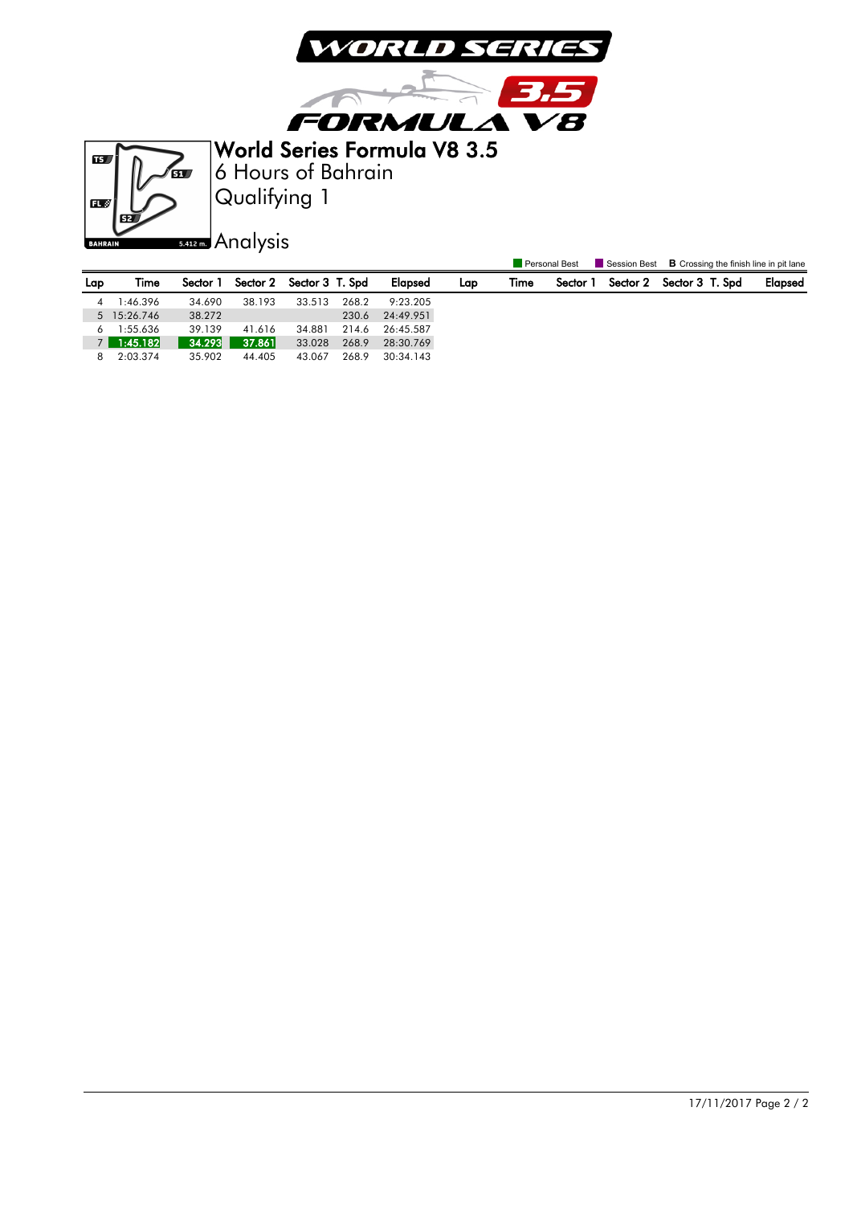# World Series Formula V8 3.5

6 Hours of Bahrain

Qualifying 1

Analysis

Personal Best   Session Best   **B** Crossing the finish line in pit lane

| Lap | Time | Sector 1 | Sector 2 | Sector 3 | T. Spd | Elapsed | Lap | Time | Sector 1 | Sector 2 | Sector 3 | T. Spd | Elapsed |
|---|---|---|---|---|---|---|---|---|---|---|---|---|---|
| 4 | 1:46.396 | 34.690 | 38.193 | 33.513 | 268.2 | 9:23.205 | | | | | | | |
| 5 | 15:26.746 | 38.272 | | | 230.6 | 24:49.951 | | | | | | | |
| 6 | 1:55.636 | 39.139 | 41.616 | 34.881 | 214.6 | 26:45.587 | | | | | | | |
| 7 | 1:45.182 | 34.293 | 37.861 | 33.028 | 268.9 | 28:30.769 | | | | | | | |
| 8 | 2:03.374 | 35.902 | 44.405 | 43.067 | 268.9 | 30:34.143 | | | | | | | |

17/11/2017